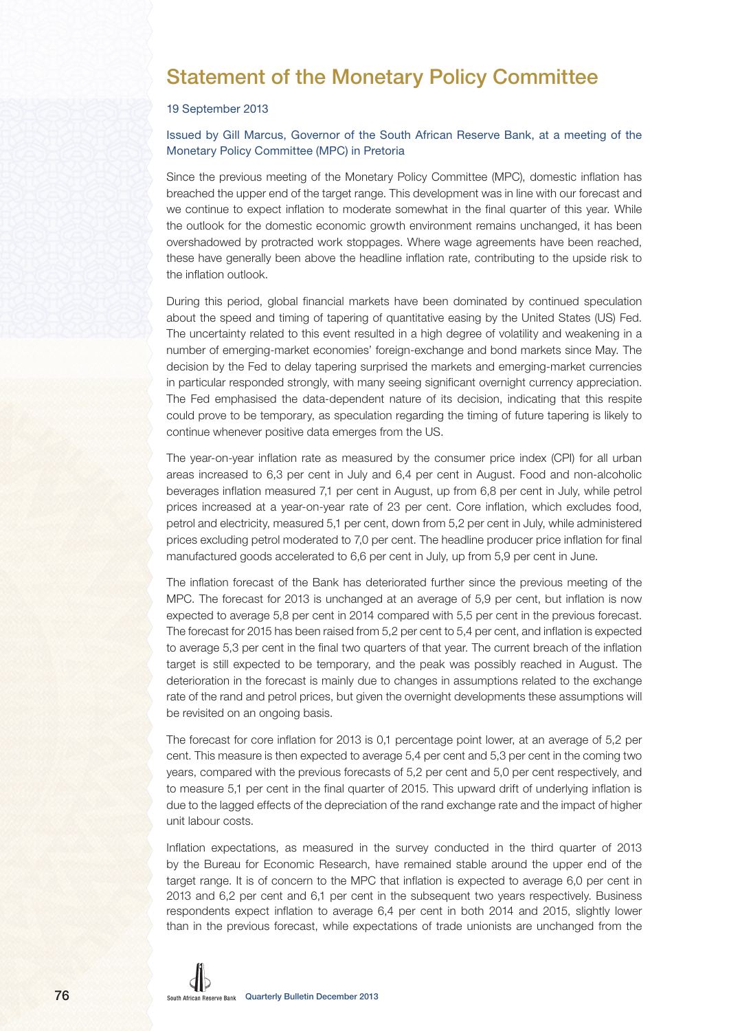# Statement of the Monetary Policy Committee

19 September 2013

Issued by Gill Marcus, Governor of the South African Reserve Bank, at a meeting of the Monetary Policy Committee (MPC) in Pretoria

Since the previous meeting of the Monetary Policy Committee (MPC), domestic inflation has breached the upper end of the target range. This development was in line with our forecast and we continue to expect inflation to moderate somewhat in the final quarter of this year. While the outlook for the domestic economic growth environment remains unchanged, it has been overshadowed by protracted work stoppages. Where wage agreements have been reached, these have generally been above the headline inflation rate, contributing to the upside risk to the inflation outlook.

During this period, global financial markets have been dominated by continued speculation about the speed and timing of tapering of quantitative easing by the United States (US) Fed. The uncertainty related to this event resulted in a high degree of volatility and weakening in a number of emerging-market economies' foreign-exchange and bond markets since May. The decision by the Fed to delay tapering surprised the markets and emerging-market currencies in particular responded strongly, with many seeing significant overnight currency appreciation. The Fed emphasised the data-dependent nature of its decision, indicating that this respite could prove to be temporary, as speculation regarding the timing of future tapering is likely to continue whenever positive data emerges from the US.

The year-on-year inflation rate as measured by the consumer price index (CPI) for all urban areas increased to 6,3 per cent in July and 6,4 per cent in August. Food and non-alcoholic beverages inflation measured 7,1 per cent in August, up from 6,8 per cent in July, while petrol prices increased at a year-on-year rate of 23 per cent. Core inflation, which excludes food, petrol and electricity, measured 5,1 per cent, down from 5,2 per cent in July, while administered prices excluding petrol moderated to 7,0 per cent. The headline producer price inflation for final manufactured goods accelerated to 6,6 per cent in July, up from 5,9 per cent in June.

The inflation forecast of the Bank has deteriorated further since the previous meeting of the MPC. The forecast for 2013 is unchanged at an average of 5,9 per cent, but inflation is now expected to average 5,8 per cent in 2014 compared with 5,5 per cent in the previous forecast. The forecast for 2015 has been raised from 5,2 per cent to 5,4 per cent, and inflation is expected to average 5,3 per cent in the final two quarters of that year. The current breach of the inflation target is still expected to be temporary, and the peak was possibly reached in August. The deterioration in the forecast is mainly due to changes in assumptions related to the exchange rate of the rand and petrol prices, but given the overnight developments these assumptions will be revisited on an ongoing basis.

The forecast for core inflation for 2013 is 0,1 percentage point lower, at an average of 5,2 per cent. This measure is then expected to average 5,4 per cent and 5,3 per cent in the coming two years, compared with the previous forecasts of 5,2 per cent and 5,0 per cent respectively, and to measure 5,1 per cent in the final quarter of 2015. This upward drift of underlying inflation is due to the lagged effects of the depreciation of the rand exchange rate and the impact of higher unit labour costs.

Inflation expectations, as measured in the survey conducted in the third quarter of 2013 by the Bureau for Economic Research, have remained stable around the upper end of the target range. It is of concern to the MPC that inflation is expected to average 6,0 per cent in 2013 and 6,2 per cent and 6,1 per cent in the subsequent two years respectively. Business respondents expect inflation to average 6,4 per cent in both 2014 and 2015, slightly lower than in the previous forecast, while expectations of trade unionists are unchanged from the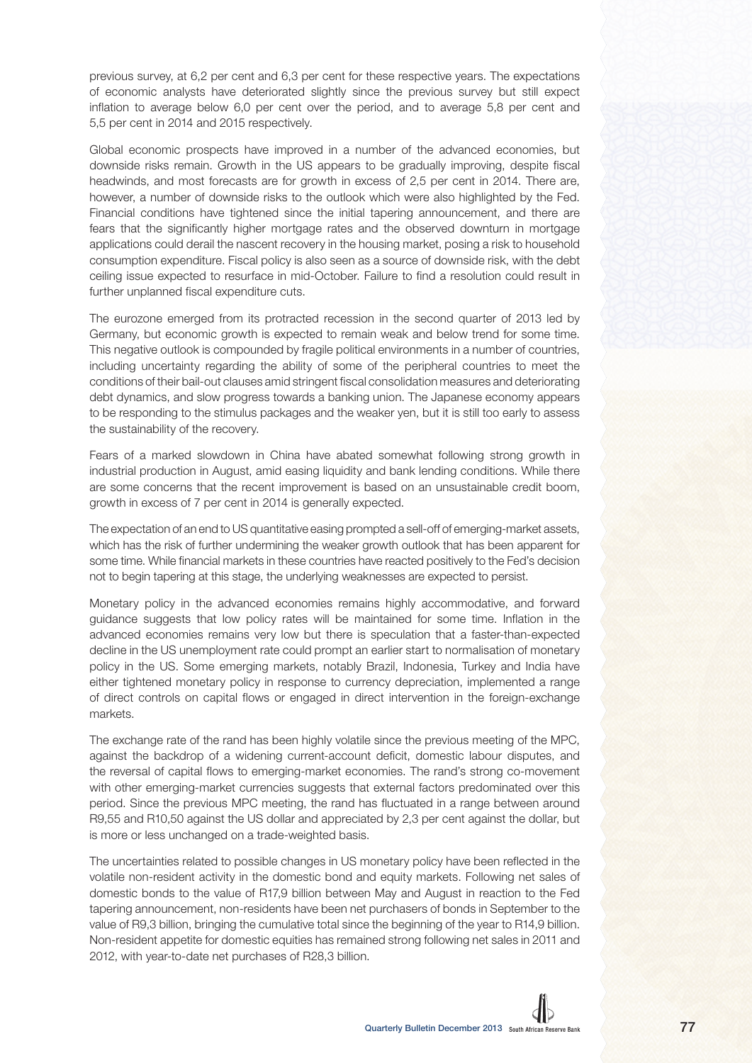previous survey, at 6,2 per cent and 6,3 per cent for these respective years. The expectations of economic analysts have deteriorated slightly since the previous survey but still expect inflation to average below 6,0 per cent over the period, and to average 5,8 per cent and 5,5 per cent in 2014 and 2015 respectively.

Global economic prospects have improved in a number of the advanced economies, but downside risks remain. Growth in the US appears to be gradually improving, despite fiscal headwinds, and most forecasts are for growth in excess of 2,5 per cent in 2014. There are, however, a number of downside risks to the outlook which were also highlighted by the Fed. Financial conditions have tightened since the initial tapering announcement, and there are fears that the significantly higher mortgage rates and the observed downturn in mortgage applications could derail the nascent recovery in the housing market, posing a risk to household consumption expenditure. Fiscal policy is also seen as a source of downside risk, with the debt ceiling issue expected to resurface in mid-October. Failure to find a resolution could result in further unplanned fiscal expenditure cuts.

The eurozone emerged from its protracted recession in the second quarter of 2013 led by Germany, but economic growth is expected to remain weak and below trend for some time. This negative outlook is compounded by fragile political environments in a number of countries, including uncertainty regarding the ability of some of the peripheral countries to meet the conditions of their bail-out clauses amid stringent fiscal consolidation measures and deteriorating debt dynamics, and slow progress towards a banking union. The Japanese economy appears to be responding to the stimulus packages and the weaker yen, but it is still too early to assess the sustainability of the recovery.

Fears of a marked slowdown in China have abated somewhat following strong growth in industrial production in August, amid easing liquidity and bank lending conditions. While there are some concerns that the recent improvement is based on an unsustainable credit boom, growth in excess of 7 per cent in 2014 is generally expected.

The expectation of an end to US quantitative easing prompted a sell-off of emerging-market assets, which has the risk of further undermining the weaker growth outlook that has been apparent for some time. While financial markets in these countries have reacted positively to the Fed's decision not to begin tapering at this stage, the underlying weaknesses are expected to persist.

Monetary policy in the advanced economies remains highly accommodative, and forward guidance suggests that low policy rates will be maintained for some time. Inflation in the advanced economies remains very low but there is speculation that a faster-than-expected decline in the US unemployment rate could prompt an earlier start to normalisation of monetary policy in the US. Some emerging markets, notably Brazil, Indonesia, Turkey and India have either tightened monetary policy in response to currency depreciation, implemented a range of direct controls on capital flows or engaged in direct intervention in the foreign-exchange markets.

The exchange rate of the rand has been highly volatile since the previous meeting of the MPC, against the backdrop of a widening current-account deficit, domestic labour disputes, and the reversal of capital flows to emerging-market economies. The rand's strong co-movement with other emerging-market currencies suggests that external factors predominated over this period. Since the previous MPC meeting, the rand has fluctuated in a range between around R9,55 and R10,50 against the US dollar and appreciated by 2,3 per cent against the dollar, but is more or less unchanged on a trade-weighted basis.

The uncertainties related to possible changes in US monetary policy have been reflected in the volatile non-resident activity in the domestic bond and equity markets. Following net sales of domestic bonds to the value of R17,9 billion between May and August in reaction to the Fed tapering announcement, non-residents have been net purchasers of bonds in September to the value of R9,3 billion, bringing the cumulative total since the beginning of the year to R14,9 billion. Non-resident appetite for domestic equities has remained strong following net sales in 2011 and 2012, with year-to-date net purchases of R28,3 billion.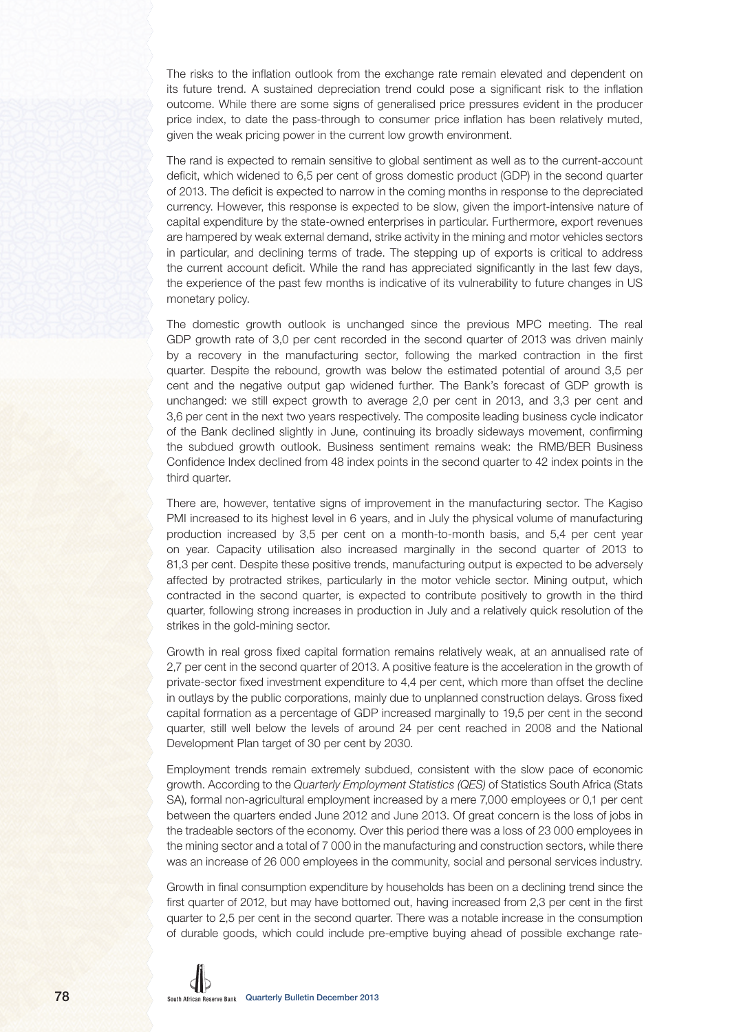The risks to the inflation outlook from the exchange rate remain elevated and dependent on its future trend. A sustained depreciation trend could pose a significant risk to the inflation outcome. While there are some signs of generalised price pressures evident in the producer price index, to date the pass-through to consumer price inflation has been relatively muted, given the weak pricing power in the current low growth environment.

The rand is expected to remain sensitive to global sentiment as well as to the current-account deficit, which widened to 6,5 per cent of gross domestic product (GDP) in the second quarter of 2013. The deficit is expected to narrow in the coming months in response to the depreciated currency. However, this response is expected to be slow, given the import-intensive nature of capital expenditure by the state-owned enterprises in particular. Furthermore, export revenues are hampered by weak external demand, strike activity in the mining and motor vehicles sectors in particular, and declining terms of trade. The stepping up of exports is critical to address the current account deficit. While the rand has appreciated significantly in the last few days, the experience of the past few months is indicative of its vulnerability to future changes in US monetary policy.

The domestic growth outlook is unchanged since the previous MPC meeting. The real GDP growth rate of 3,0 per cent recorded in the second quarter of 2013 was driven mainly by a recovery in the manufacturing sector, following the marked contraction in the first quarter. Despite the rebound, growth was below the estimated potential of around 3,5 per cent and the negative output gap widened further. The Bank's forecast of GDP growth is unchanged: we still expect growth to average 2,0 per cent in 2013, and 3,3 per cent and 3,6 per cent in the next two years respectively. The composite leading business cycle indicator of the Bank declined slightly in June, continuing its broadly sideways movement, confirming the subdued growth outlook. Business sentiment remains weak: the RMB/BER Business Confidence Index declined from 48 index points in the second quarter to 42 index points in the third quarter.

There are, however, tentative signs of improvement in the manufacturing sector. The Kagiso PMI increased to its highest level in 6 years, and in July the physical volume of manufacturing production increased by 3,5 per cent on a month-to-month basis, and 5,4 per cent year on year. Capacity utilisation also increased marginally in the second quarter of 2013 to 81,3 per cent. Despite these positive trends, manufacturing output is expected to be adversely affected by protracted strikes, particularly in the motor vehicle sector. Mining output, which contracted in the second quarter, is expected to contribute positively to growth in the third quarter, following strong increases in production in July and a relatively quick resolution of the strikes in the gold-mining sector.

Growth in real gross fixed capital formation remains relatively weak, at an annualised rate of 2,7 per cent in the second quarter of 2013. A positive feature is the acceleration in the growth of private-sector fixed investment expenditure to 4,4 per cent, which more than offset the decline in outlays by the public corporations, mainly due to unplanned construction delays. Gross fixed capital formation as a percentage of GDP increased marginally to 19,5 per cent in the second quarter, still well below the levels of around 24 per cent reached in 2008 and the National Development Plan target of 30 per cent by 2030.

Employment trends remain extremely subdued, consistent with the slow pace of economic growth. According to the *Quarterly Employment Statistics (QES)* of Statistics South Africa (Stats SA), formal non-agricultural employment increased by a mere 7,000 employees or 0,1 per cent between the quarters ended June 2012 and June 2013. Of great concern is the loss of jobs in the tradeable sectors of the economy. Over this period there was a loss of 23 000 employees in the mining sector and a total of 7 000 in the manufacturing and construction sectors, while there was an increase of 26 000 employees in the community, social and personal services industry.

Growth in final consumption expenditure by households has been on a declining trend since the first quarter of 2012, but may have bottomed out, having increased from 2,3 per cent in the first quarter to 2,5 per cent in the second quarter. There was a notable increase in the consumption of durable goods, which could include pre-emptive buying ahead of possible exchange rate-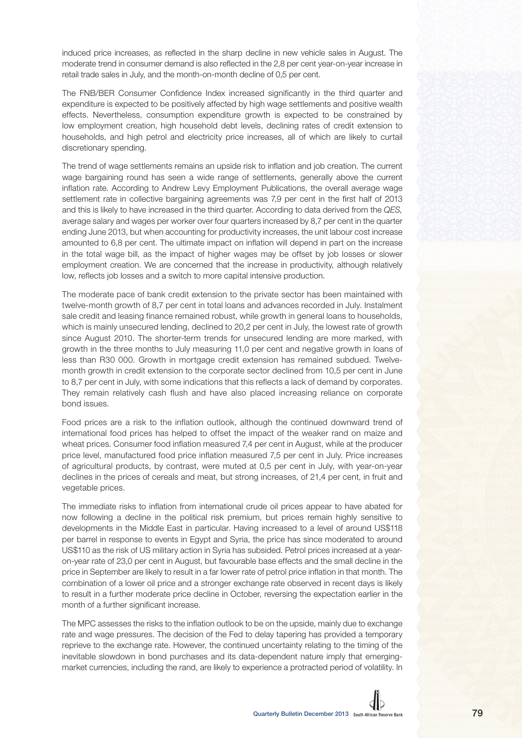induced price increases, as reflected in the sharp decline in new vehicle sales in August. The moderate trend in consumer demand is also reflected in the 2,8 per cent year-on-year increase in retail trade sales in July, and the month-on-month decline of 0,5 per cent.

The FNB/BER Consumer Confidence Index increased significantly in the third quarter and expenditure is expected to be positively affected by high wage settlements and positive wealth effects. Nevertheless, consumption expenditure growth is expected to be constrained by low employment creation, high household debt levels, declining rates of credit extension to households, and high petrol and electricity price increases, all of which are likely to curtail discretionary spending.

The trend of wage settlements remains an upside risk to inflation and job creation. The current wage bargaining round has seen a wide range of settlements, generally above the current inflation rate. According to Andrew Levy Employment Publications, the overall average wage settlement rate in collective bargaining agreements was 7,9 per cent in the first half of 2013 and this is likely to have increased in the third quarter. According to data derived from the *QES,* average salary and wages per worker over four quarters increased by 8,7 per cent in the quarter ending June 2013, but when accounting for productivity increases, the unit labour cost increase amounted to 6,8 per cent. The ultimate impact on inflation will depend in part on the increase in the total wage bill, as the impact of higher wages may be offset by job losses or slower employment creation. We are concerned that the increase in productivity, although relatively low, reflects job losses and a switch to more capital intensive production.

The moderate pace of bank credit extension to the private sector has been maintained with twelve-month growth of 8,7 per cent in total loans and advances recorded in July. Instalment sale credit and leasing finance remained robust, while growth in general loans to households, which is mainly unsecured lending, declined to 20,2 per cent in July, the lowest rate of growth since August 2010. The shorter-term trends for unsecured lending are more marked, with growth in the three months to July measuring 11,0 per cent and negative growth in loans of less than R30 000. Growth in mortgage credit extension has remained subdued. Twelve-month growth in credit extension to the corporate sector declined from 10,5 per cent in June to 8,7 per cent in July, with some indications that this reflects a lack of demand by corporates. They remain relatively cash flush and have also placed increasing reliance on corporate bond issues.

Food prices are a risk to the inflation outlook, although the continued downward trend of international food prices has helped to offset the impact of the weaker rand on maize and wheat prices. Consumer food inflation measured 7,4 per cent in August, while at the producer price level, manufactured food price inflation measured 7,5 per cent in July. Price increases of agricultural products, by contrast, were muted at 0,5 per cent in July, with year-on-year declines in the prices of cereals and meat, but strong increases, of 21,4 per cent, in fruit and vegetable prices.

The immediate risks to inflation from international crude oil prices appear to have abated for now following a decline in the political risk premium, but prices remain highly sensitive to developments in the Middle East in particular. Having increased to a level of around US$118 per barrel in response to events in Egypt and Syria, the price has since moderated to around US$110 as the risk of US military action in Syria has subsided. Petrol prices increased at a year-on-year rate of 23,0 per cent in August, but favourable base effects and the small decline in the price in September are likely to result in a far lower rate of petrol price inflation in that month. The combination of a lower oil price and a stronger exchange rate observed in recent days is likely to result in a further moderate price decline in October, reversing the expectation earlier in the month of a further significant increase.

The MPC assesses the risks to the inflation outlook to be on the upside, mainly due to exchange rate and wage pressures. The decision of the Fed to delay tapering has provided a temporary reprieve to the exchange rate. However, the continued uncertainty relating to the timing of the inevitable slowdown in bond purchases and its data-dependent nature imply that emerging-market currencies, including the rand, are likely to experience a protracted period of volatility. In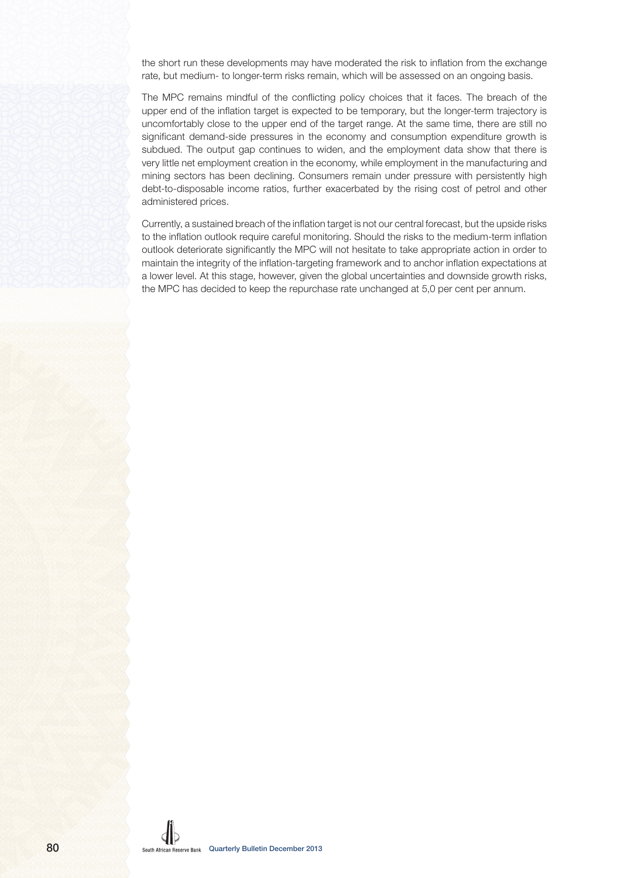the short run these developments may have moderated the risk to inflation from the exchange rate, but medium- to longer-term risks remain, which will be assessed on an ongoing basis.

The MPC remains mindful of the conflicting policy choices that it faces. The breach of the upper end of the inflation target is expected to be temporary, but the longer-term trajectory is uncomfortably close to the upper end of the target range. At the same time, there are still no significant demand-side pressures in the economy and consumption expenditure growth is subdued. The output gap continues to widen, and the employment data show that there is very little net employment creation in the economy, while employment in the manufacturing and mining sectors has been declining. Consumers remain under pressure with persistently high debt-to-disposable income ratios, further exacerbated by the rising cost of petrol and other administered prices.

Currently, a sustained breach of the inflation target is not our central forecast, but the upside risks to the inflation outlook require careful monitoring. Should the risks to the medium-term inflation outlook deteriorate significantly the MPC will not hesitate to take appropriate action in order to maintain the integrity of the inflation-targeting framework and to anchor inflation expectations at a lower level. At this stage, however, given the global uncertainties and downside growth risks, the MPC has decided to keep the repurchase rate unchanged at 5,0 per cent per annum.